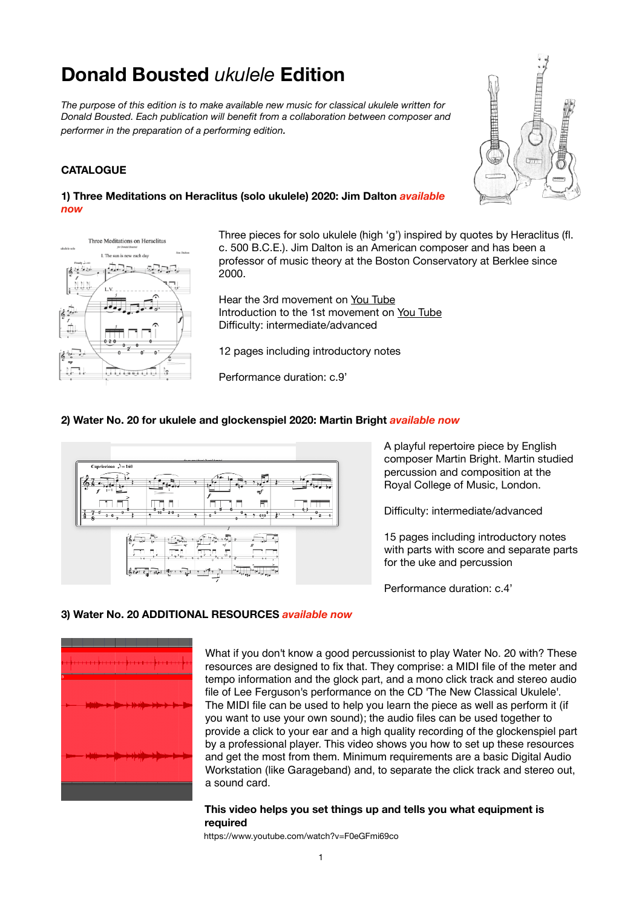# Donald Bousted *ukulele* Edition

*The purpose of this edition is to make available new music for classical ukulele written for Donald Bousted. Each publication will benefit from a collaboration between composer and performer in the preparation of a performing edition.*

**CATALOGUE**

### 1) Three Meditations on Heraclitus (solo ukulele) 2020: Jim Dalton *available now*

Three pieces for solo ukulele (high 'g') inspired by quotes by Heraclitus (fl. c. 500 B.C.E.). Jim Dalton is an American composer and has been a professor of music theory at the Boston Conservatory at Berklee since 2000.

Hear the 3rd movement on You Tube
Introduction to the 1st movement on You Tube
Difficulty: intermediate/advanced

12 pages including introductory notes

Performance duration: c.9'

### 2) Water No. 20 for ukulele and glockenspiel 2020: Martin Bright *available now*

A playful repertoire piece by English composer Martin Bright. Martin studied percussion and composition at the Royal College of Music, London.

Difficulty: intermediate/advanced

15 pages including introductory notes with parts with score and separate parts for the uke and percussion

Performance duration: c.4'

### 3) Water No. 20 ADDITIONAL RESOURCES *available now*

What if you don't know a good percussionist to play Water No. 20 with? These resources are designed to fix that. They comprise: a MIDI file of the meter and tempo information and the glock part, and a mono click track and stereo audio file of Lee Ferguson's performance on the CD 'The New Classical Ukulele'. The MIDI file can be used to help you learn the piece as well as perform it (if you want to use your own sound); the audio files can be used together to provide a click to your ear and a high quality recording of the glockenspiel part by a professional player. This video shows you how to set up these resources and get the most from them. Minimum requirements are a basic Digital Audio Workstation (like Garageband) and, to separate the click track and stereo out, a sound card.

**This video helps you set things up and tells you what equipment is required**
https://www.youtube.com/watch?v=F0eGFmi69co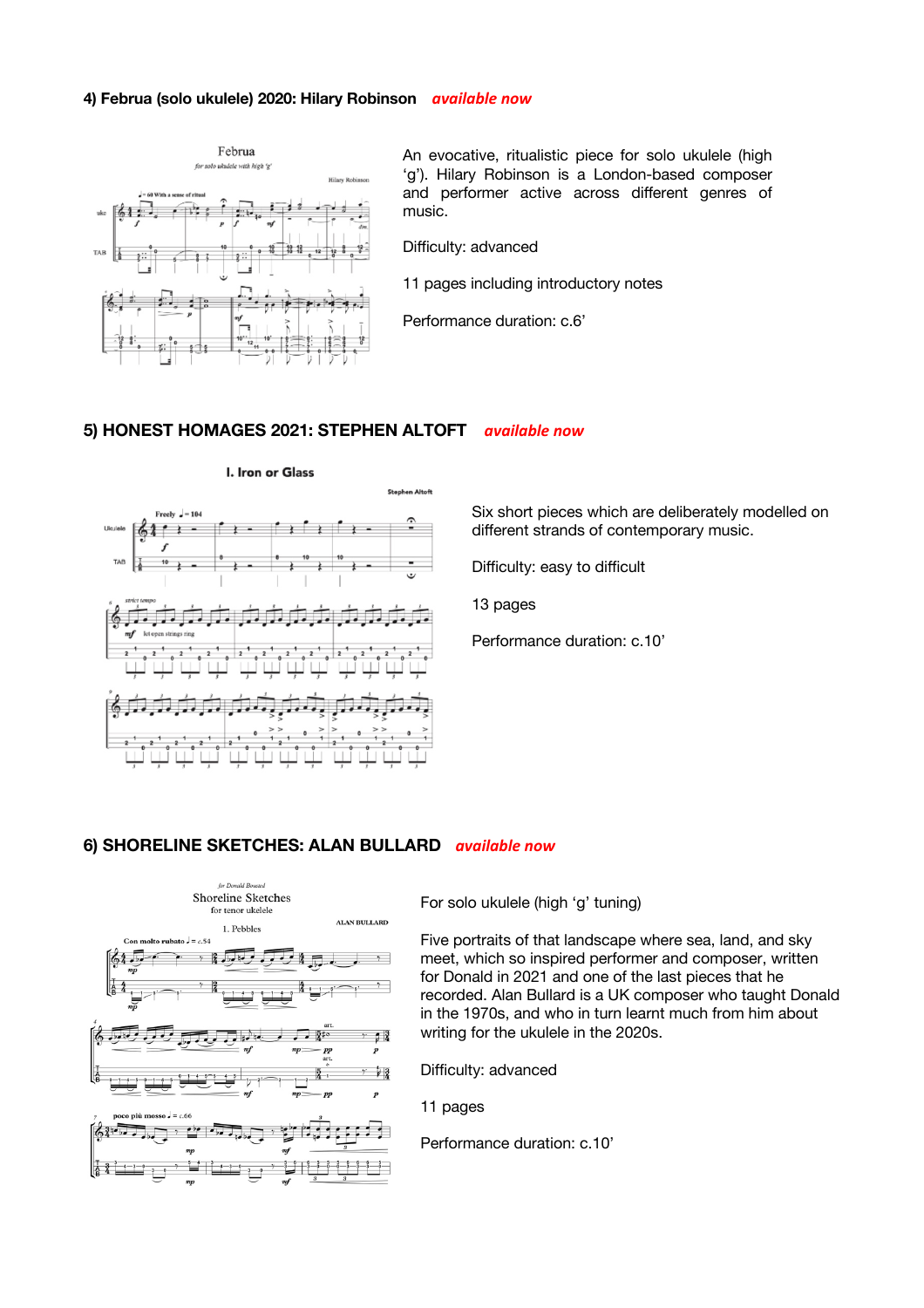### 4) Februa (solo ukulele) 2020: Hilary Robinson *available now*

An evocative, ritualistic piece for solo ukulele (high 'g'). Hilary Robinson is a London-based composer and performer active across different genres of music.

Difficulty: advanced

11 pages including introductory notes

Performance duration: c.6'

### 5) HONEST HOMAGES 2021: STEPHEN ALTOFT *available now*

Six short pieces which are deliberately modelled on different strands of contemporary music.

Difficulty: easy to difficult

13 pages

Performance duration: c.10'

### 6) SHORELINE SKETCHES: ALAN BULLARD *available now*

For solo ukulele (high 'g' tuning)

Five portraits of that landscape where sea, land, and sky meet, which so inspired performer and composer, written for Donald in 2021 and one of the last pieces that he recorded. Alan Bullard is a UK composer who taught Donald in the 1970s, and who in turn learnt much from him about writing for the ukulele in the 2020s.

Difficulty: advanced

11 pages

Performance duration: c.10'